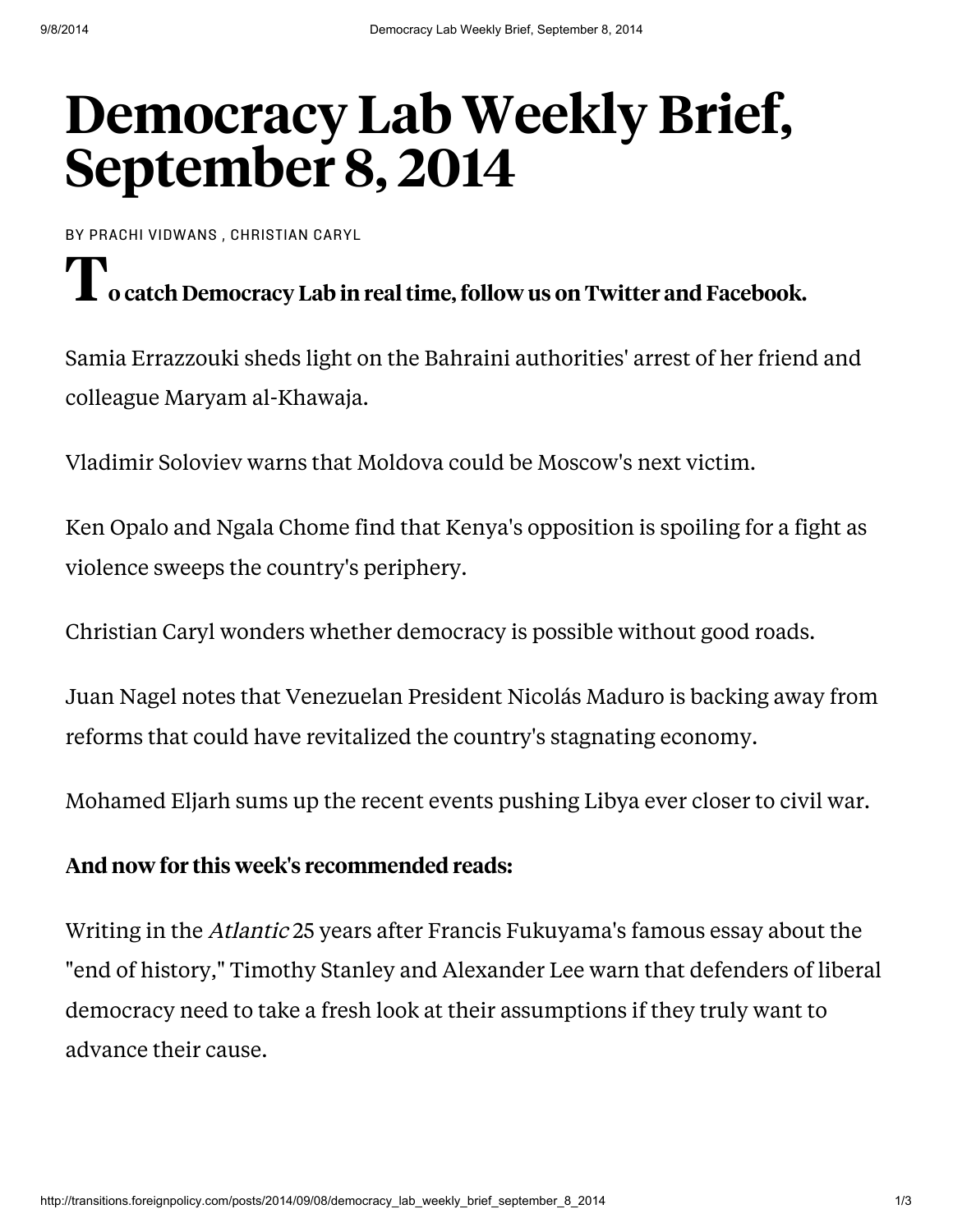# Democracy Lab Weekly Brief, September 8, 2014

BY PRACHI VIDWANS , CHRISTIAN CARYL

**To catch Democracy Lab in real time, follow us on Twitter and Facebook.**

Samia Errazzouki sheds light on the Bahraini authorities' arrest of her friend and colleague Maryam al-Khawaja.

Vladimir Soloviev warns that Moldova could be Moscow's next victim.

Ken Opalo and Ngala Chome find that Kenya's opposition is spoiling for a fight as violence sweeps the country's periphery.

Christian Caryl wonders whether democracy is possible without good roads.

Juan Nagel notes that Venezuelan President Nicolás Maduro is backing away from reforms that could have revitalized the country's stagnating economy.

Mohamed Eljarh sums up the recent events pushing Libya ever closer to civil war.

**And now for this week's recommended reads:**

Writing in the *Atlantic* 25 years after Francis Fukuyama's famous essay about the "end of history," Timothy Stanley and Alexander Lee warn that defenders of liberal democracy need to take a fresh look at their assumptions if they truly want to advance their cause.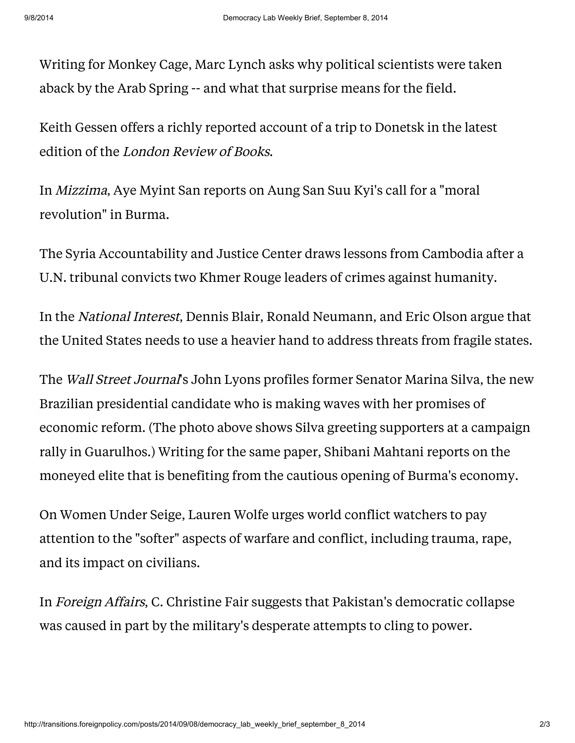Writing for Monkey Cage, Marc Lynch asks why political scientists were taken aback by the Arab Spring -- and what that surprise means for the field.

Keith Gessen offers a richly reported account of a trip to Donetsk in the latest edition of the *London Review of Books*.

In *Mizzima*, Aye Myint San reports on Aung San Suu Kyi's call for a "moral revolution" in Burma.

The Syria Accountability and Justice Center draws lessons from Cambodia after a U.N. tribunal convicts two Khmer Rouge leaders of crimes against humanity.

In the *National Interest*, Dennis Blair, Ronald Neumann, and Eric Olson argue that the United States needs to use a heavier hand to address threats from fragile states.

The *Wall Street Journal*'s John Lyons profiles former Senator Marina Silva, the new Brazilian presidential candidate who is making waves with her promises of economic reform. (The photo above shows Silva greeting supporters at a campaign rally in Guarulhos.) Writing for the same paper, Shibani Mahtani reports on the moneyed elite that is benefiting from the cautious opening of Burma's economy.

On Women Under Seige, Lauren Wolfe urges world conflict watchers to pay attention to the "softer" aspects of warfare and conflict, including trauma, rape, and its impact on civilians.

In *Foreign Affairs*, C. Christine Fair suggests that Pakistan's democratic collapse was caused in part by the military's desperate attempts to cling to power.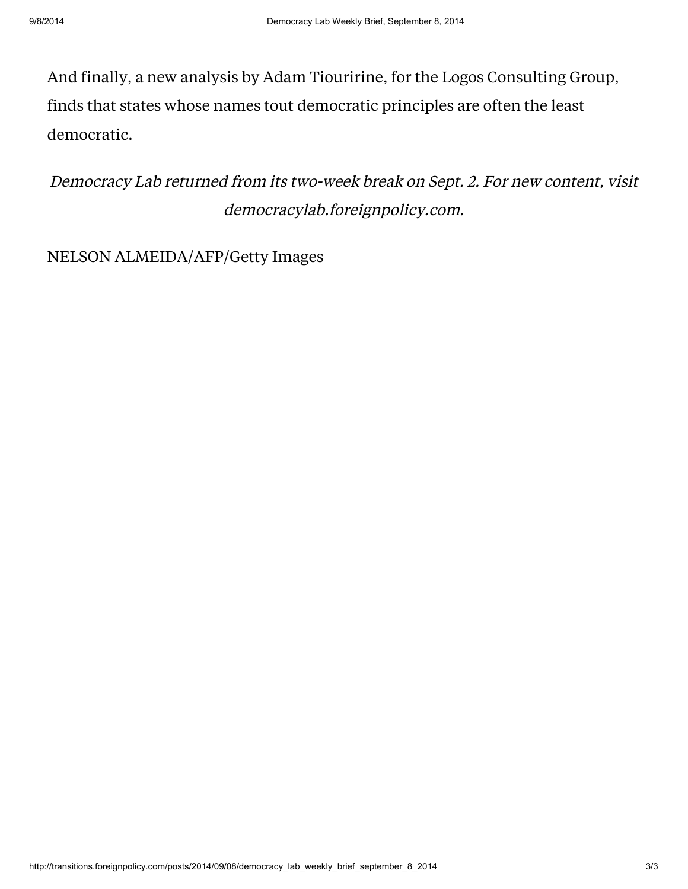And finally, a new analysis by Adam Tiouririne, for the Logos Consulting Group, finds that states whose names tout democratic principles are often the least democratic.

*Democracy Lab returned from its two-week break on Sept. 2. For new content, visit democracylab.foreignpolicy.com.*

NELSON ALMEIDA/AFP/Getty Images